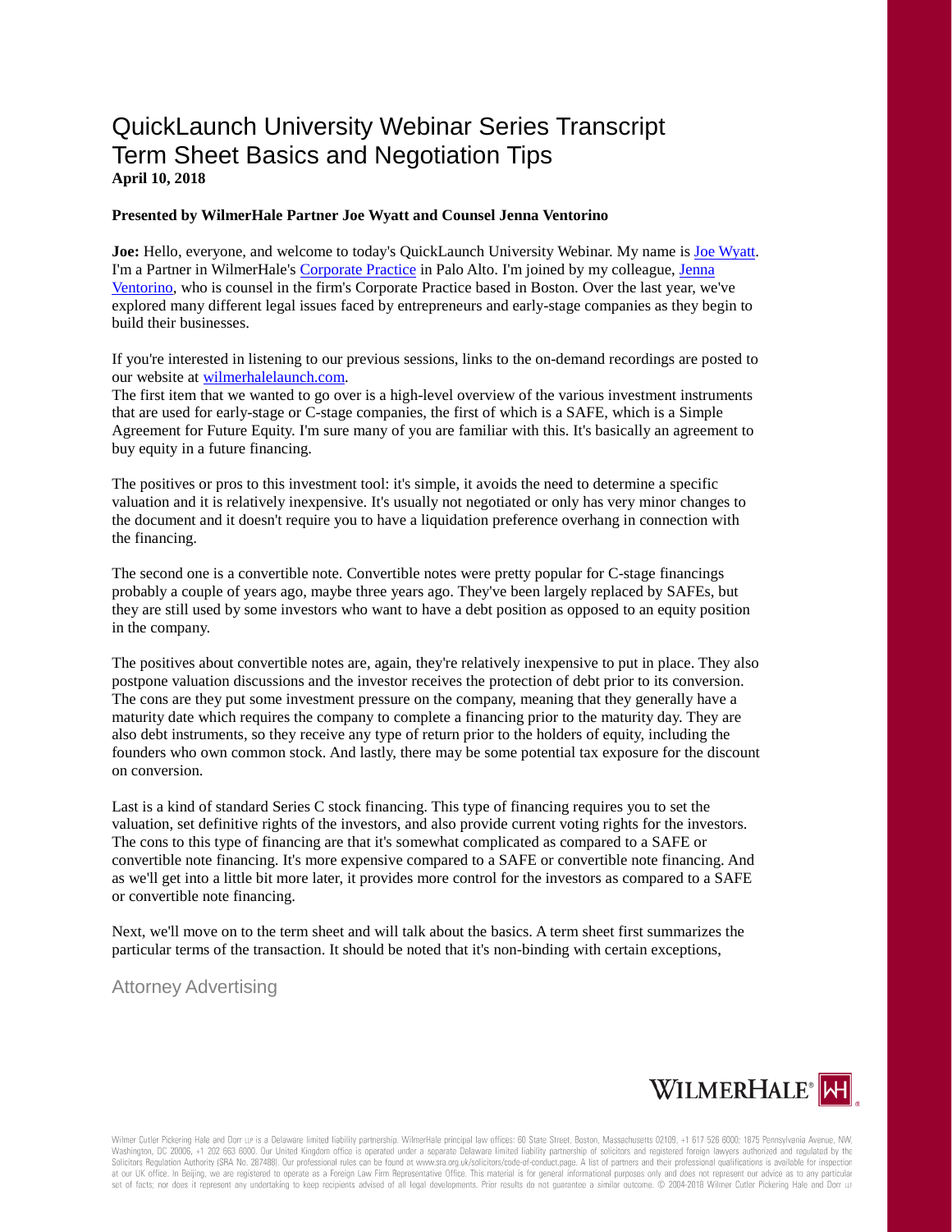# QuickLaunch University Webinar Series Transcript
# Term Sheet Basics and Negotiation Tips

**April 10, 2018**

**Presented by WilmerHale Partner Joe Wyatt and Counsel Jenna Ventorino**

**Joe:** Hello, everyone, and welcome to today's QuickLaunch University Webinar. My name is Joe Wyatt. I'm a Partner in WilmerHale's Corporate Practice in Palo Alto. I'm joined by my colleague, Jenna Ventorino, who is counsel in the firm's Corporate Practice based in Boston. Over the last year, we've explored many different legal issues faced by entrepreneurs and early-stage companies as they begin to build their businesses.

If you're interested in listening to our previous sessions, links to the on-demand recordings are posted to our website at wilmerhalelaunch.com.
The first item that we wanted to go over is a high-level overview of the various investment instruments that are used for early-stage or C-stage companies, the first of which is a SAFE, which is a Simple Agreement for Future Equity. I'm sure many of you are familiar with this. It's basically an agreement to buy equity in a future financing.

The positives or pros to this investment tool: it's simple, it avoids the need to determine a specific valuation and it is relatively inexpensive. It's usually not negotiated or only has very minor changes to the document and it doesn't require you to have a liquidation preference overhang in connection with the financing.

The second one is a convertible note. Convertible notes were pretty popular for C-stage financings probably a couple of years ago, maybe three years ago. They've been largely replaced by SAFEs, but they are still used by some investors who want to have a debt position as opposed to an equity position in the company.

The positives about convertible notes are, again, they're relatively inexpensive to put in place. They also postpone valuation discussions and the investor receives the protection of debt prior to its conversion. The cons are they put some investment pressure on the company, meaning that they generally have a maturity date which requires the company to complete a financing prior to the maturity day. They are also debt instruments, so they receive any type of return prior to the holders of equity, including the founders who own common stock. And lastly, there may be some potential tax exposure for the discount on conversion.

Last is a kind of standard Series C stock financing. This type of financing requires you to set the valuation, set definitive rights of the investors, and also provide current voting rights for the investors. The cons to this type of financing are that it's somewhat complicated as compared to a SAFE or convertible note financing. It's more expensive compared to a SAFE or convertible note financing. And as we'll get into a little bit more later, it provides more control for the investors as compared to a SAFE or convertible note financing.

Next, we'll move on to the term sheet and will talk about the basics. A term sheet first summarizes the particular terms of the transaction. It should be noted that it's non-binding with certain exceptions,

Attorney Advertising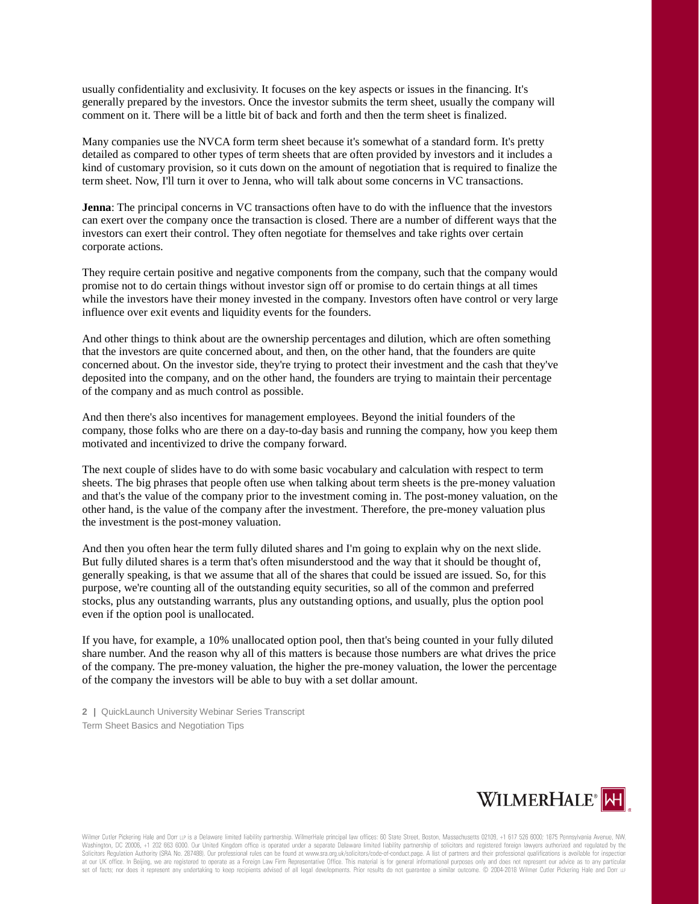usually confidentiality and exclusivity. It focuses on the key aspects or issues in the financing. It's generally prepared by the investors. Once the investor submits the term sheet, usually the company will comment on it. There will be a little bit of back and forth and then the term sheet is finalized.

Many companies use the NVCA form term sheet because it's somewhat of a standard form. It's pretty detailed as compared to other types of term sheets that are often provided by investors and it includes a kind of customary provision, so it cuts down on the amount of negotiation that is required to finalize the term sheet. Now, I'll turn it over to Jenna, who will talk about some concerns in VC transactions.

**Jenna**: The principal concerns in VC transactions often have to do with the influence that the investors can exert over the company once the transaction is closed. There are a number of different ways that the investors can exert their control. They often negotiate for themselves and take rights over certain corporate actions.

They require certain positive and negative components from the company, such that the company would promise not to do certain things without investor sign off or promise to do certain things at all times while the investors have their money invested in the company. Investors often have control or very large influence over exit events and liquidity events for the founders.

And other things to think about are the ownership percentages and dilution, which are often something that the investors are quite concerned about, and then, on the other hand, that the founders are quite concerned about. On the investor side, they're trying to protect their investment and the cash that they've deposited into the company, and on the other hand, the founders are trying to maintain their percentage of the company and as much control as possible.

And then there's also incentives for management employees. Beyond the initial founders of the company, those folks who are there on a day-to-day basis and running the company, how you keep them motivated and incentivized to drive the company forward.

The next couple of slides have to do with some basic vocabulary and calculation with respect to term sheets. The big phrases that people often use when talking about term sheets is the pre-money valuation and that's the value of the company prior to the investment coming in. The post-money valuation, on the other hand, is the value of the company after the investment. Therefore, the pre-money valuation plus the investment is the post-money valuation.

And then you often hear the term fully diluted shares and I'm going to explain why on the next slide. But fully diluted shares is a term that's often misunderstood and the way that it should be thought of, generally speaking, is that we assume that all of the shares that could be issued are issued. So, for this purpose, we're counting all of the outstanding equity securities, so all of the common and preferred stocks, plus any outstanding warrants, plus any outstanding options, and usually, plus the option pool even if the option pool is unallocated.

If you have, for example, a 10% unallocated option pool, then that's being counted in your fully diluted share number. And the reason why all of this matters is because those numbers are what drives the price of the company. The pre-money valuation, the higher the pre-money valuation, the lower the percentage of the company the investors will be able to buy with a set dollar amount.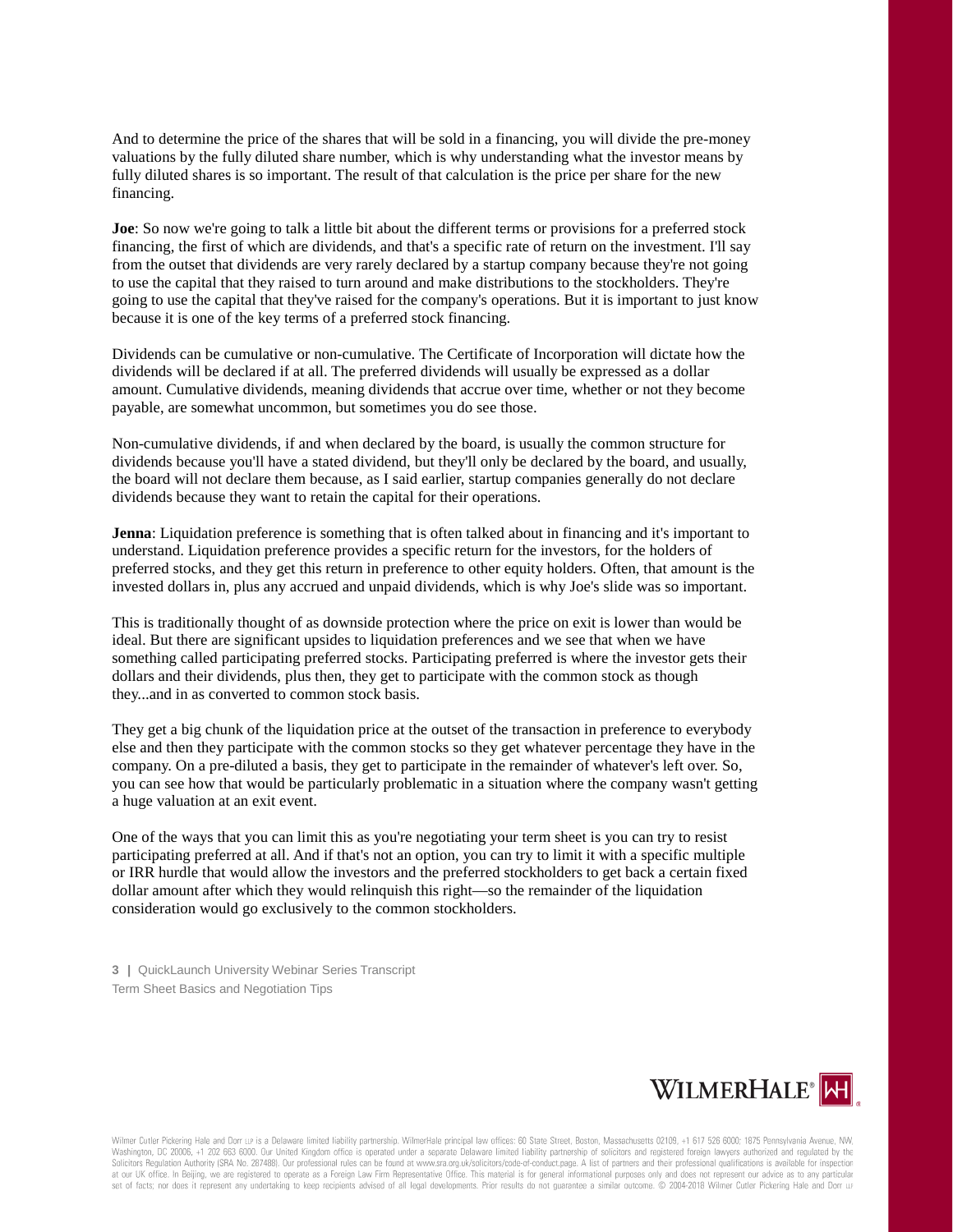And to determine the price of the shares that will be sold in a financing, you will divide the pre-money valuations by the fully diluted share number, which is why understanding what the investor means by fully diluted shares is so important. The result of that calculation is the price per share for the new financing.

**Joe**: So now we're going to talk a little bit about the different terms or provisions for a preferred stock financing, the first of which are dividends, and that's a specific rate of return on the investment. I'll say from the outset that dividends are very rarely declared by a startup company because they're not going to use the capital that they raised to turn around and make distributions to the stockholders. They're going to use the capital that they've raised for the company's operations. But it is important to just know because it is one of the key terms of a preferred stock financing.

Dividends can be cumulative or non-cumulative. The Certificate of Incorporation will dictate how the dividends will be declared if at all. The preferred dividends will usually be expressed as a dollar amount. Cumulative dividends, meaning dividends that accrue over time, whether or not they become payable, are somewhat uncommon, but sometimes you do see those.

Non-cumulative dividends, if and when declared by the board, is usually the common structure for dividends because you'll have a stated dividend, but they'll only be declared by the board, and usually, the board will not declare them because, as I said earlier, startup companies generally do not declare dividends because they want to retain the capital for their operations.

**Jenna**: Liquidation preference is something that is often talked about in financing and it's important to understand. Liquidation preference provides a specific return for the investors, for the holders of preferred stocks, and they get this return in preference to other equity holders. Often, that amount is the invested dollars in, plus any accrued and unpaid dividends, which is why Joe's slide was so important.

This is traditionally thought of as downside protection where the price on exit is lower than would be ideal. But there are significant upsides to liquidation preferences and we see that when we have something called participating preferred stocks. Participating preferred is where the investor gets their dollars and their dividends, plus then, they get to participate with the common stock as though they...and in as converted to common stock basis.

They get a big chunk of the liquidation price at the outset of the transaction in preference to everybody else and then they participate with the common stocks so they get whatever percentage they have in the company. On a pre-diluted a basis, they get to participate in the remainder of whatever's left over. So, you can see how that would be particularly problematic in a situation where the company wasn't getting a huge valuation at an exit event.

One of the ways that you can limit this as you're negotiating your term sheet is you can try to resist participating preferred at all. And if that's not an option, you can try to limit it with a specific multiple or IRR hurdle that would allow the investors and the preferred stockholders to get back a certain fixed dollar amount after which they would relinquish this right—so the remainder of the liquidation consideration would go exclusively to the common stockholders.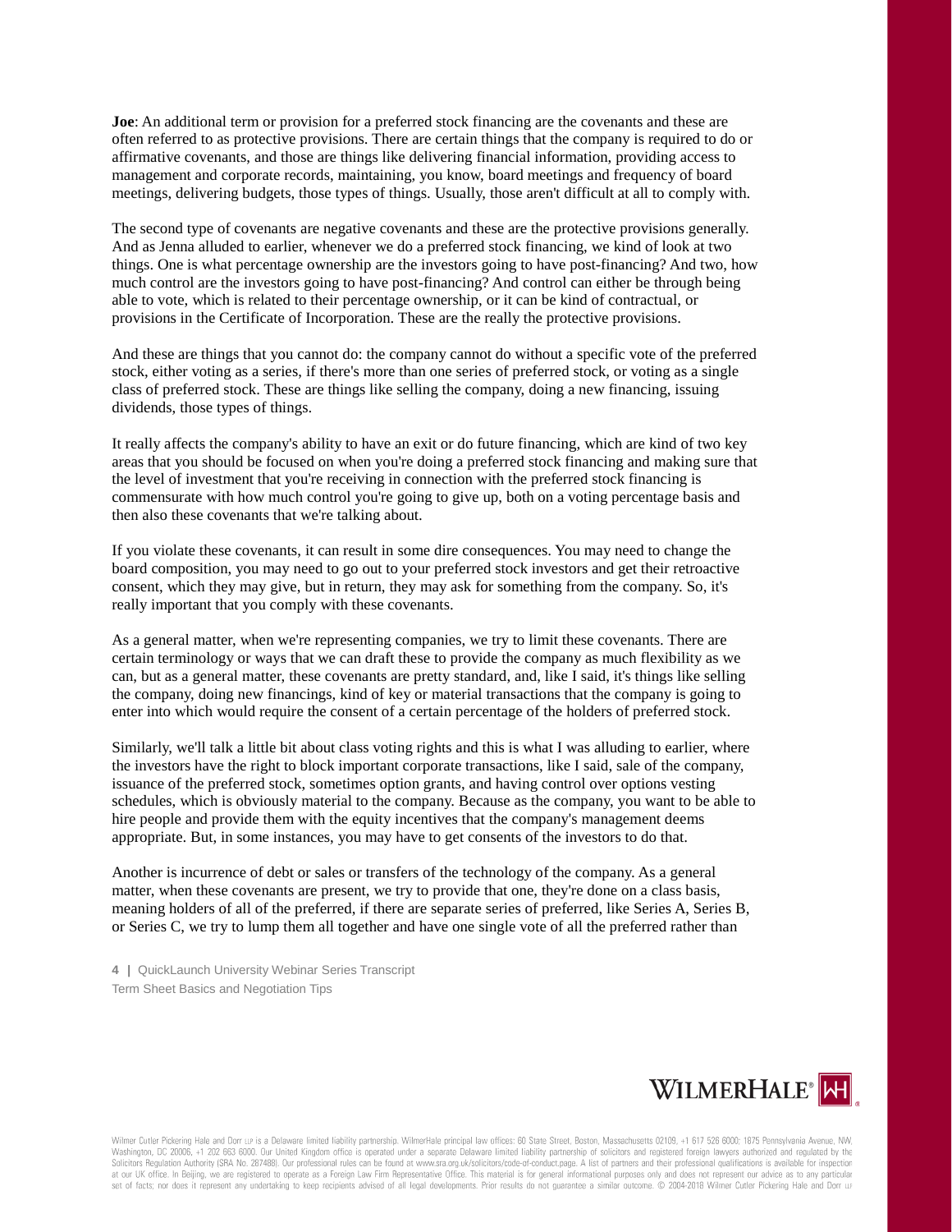**Joe**: An additional term or provision for a preferred stock financing are the covenants and these are often referred to as protective provisions. There are certain things that the company is required to do or affirmative covenants, and those are things like delivering financial information, providing access to management and corporate records, maintaining, you know, board meetings and frequency of board meetings, delivering budgets, those types of things. Usually, those aren't difficult at all to comply with.

The second type of covenants are negative covenants and these are the protective provisions generally. And as Jenna alluded to earlier, whenever we do a preferred stock financing, we kind of look at two things. One is what percentage ownership are the investors going to have post-financing? And two, how much control are the investors going to have post-financing? And control can either be through being able to vote, which is related to their percentage ownership, or it can be kind of contractual, or provisions in the Certificate of Incorporation. These are the really the protective provisions.

And these are things that you cannot do: the company cannot do without a specific vote of the preferred stock, either voting as a series, if there's more than one series of preferred stock, or voting as a single class of preferred stock. These are things like selling the company, doing a new financing, issuing dividends, those types of things.

It really affects the company's ability to have an exit or do future financing, which are kind of two key areas that you should be focused on when you're doing a preferred stock financing and making sure that the level of investment that you're receiving in connection with the preferred stock financing is commensurate with how much control you're going to give up, both on a voting percentage basis and then also these covenants that we're talking about.

If you violate these covenants, it can result in some dire consequences. You may need to change the board composition, you may need to go out to your preferred stock investors and get their retroactive consent, which they may give, but in return, they may ask for something from the company. So, it's really important that you comply with these covenants.

As a general matter, when we're representing companies, we try to limit these covenants. There are certain terminology or ways that we can draft these to provide the company as much flexibility as we can, but as a general matter, these covenants are pretty standard, and, like I said, it's things like selling the company, doing new financings, kind of key or material transactions that the company is going to enter into which would require the consent of a certain percentage of the holders of preferred stock.

Similarly, we'll talk a little bit about class voting rights and this is what I was alluding to earlier, where the investors have the right to block important corporate transactions, like I said, sale of the company, issuance of the preferred stock, sometimes option grants, and having control over options vesting schedules, which is obviously material to the company. Because as the company, you want to be able to hire people and provide them with the equity incentives that the company's management deems appropriate. But, in some instances, you may have to get consents of the investors to do that.

Another is incurrence of debt or sales or transfers of the technology of the company. As a general matter, when these covenants are present, we try to provide that one, they're done on a class basis, meaning holders of all of the preferred, if there are separate series of preferred, like Series A, Series B, or Series C, we try to lump them all together and have one single vote of all the preferred rather than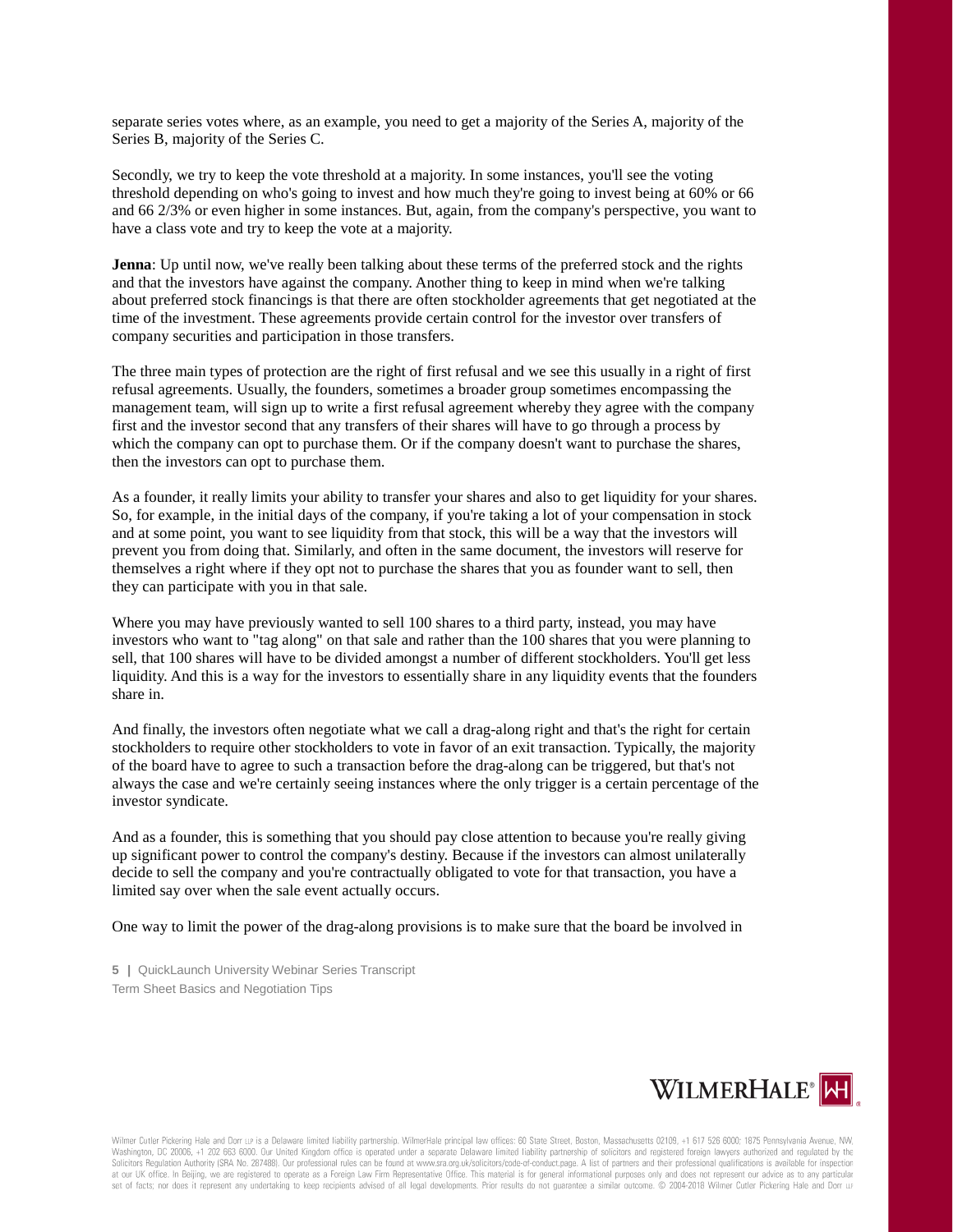separate series votes where, as an example, you need to get a majority of the Series A, majority of the Series B, majority of the Series C.

Secondly, we try to keep the vote threshold at a majority. In some instances, you'll see the voting threshold depending on who's going to invest and how much they're going to invest being at 60% or 66 and 66 2/3% or even higher in some instances. But, again, from the company's perspective, you want to have a class vote and try to keep the vote at a majority.

**Jenna**: Up until now, we've really been talking about these terms of the preferred stock and the rights and that the investors have against the company. Another thing to keep in mind when we're talking about preferred stock financings is that there are often stockholder agreements that get negotiated at the time of the investment. These agreements provide certain control for the investor over transfers of company securities and participation in those transfers.

The three main types of protection are the right of first refusal and we see this usually in a right of first refusal agreements. Usually, the founders, sometimes a broader group sometimes encompassing the management team, will sign up to write a first refusal agreement whereby they agree with the company first and the investor second that any transfers of their shares will have to go through a process by which the company can opt to purchase them. Or if the company doesn't want to purchase the shares, then the investors can opt to purchase them.

As a founder, it really limits your ability to transfer your shares and also to get liquidity for your shares. So, for example, in the initial days of the company, if you're taking a lot of your compensation in stock and at some point, you want to see liquidity from that stock, this will be a way that the investors will prevent you from doing that. Similarly, and often in the same document, the investors will reserve for themselves a right where if they opt not to purchase the shares that you as founder want to sell, then they can participate with you in that sale.

Where you may have previously wanted to sell 100 shares to a third party, instead, you may have investors who want to "tag along" on that sale and rather than the 100 shares that you were planning to sell, that 100 shares will have to be divided amongst a number of different stockholders. You'll get less liquidity. And this is a way for the investors to essentially share in any liquidity events that the founders share in.

And finally, the investors often negotiate what we call a drag-along right and that's the right for certain stockholders to require other stockholders to vote in favor of an exit transaction. Typically, the majority of the board have to agree to such a transaction before the drag-along can be triggered, but that's not always the case and we're certainly seeing instances where the only trigger is a certain percentage of the investor syndicate.

And as a founder, this is something that you should pay close attention to because you're really giving up significant power to control the company's destiny. Because if the investors can almost unilaterally decide to sell the company and you're contractually obligated to vote for that transaction, you have a limited say over when the sale event actually occurs.

One way to limit the power of the drag-along provisions is to make sure that the board be involved in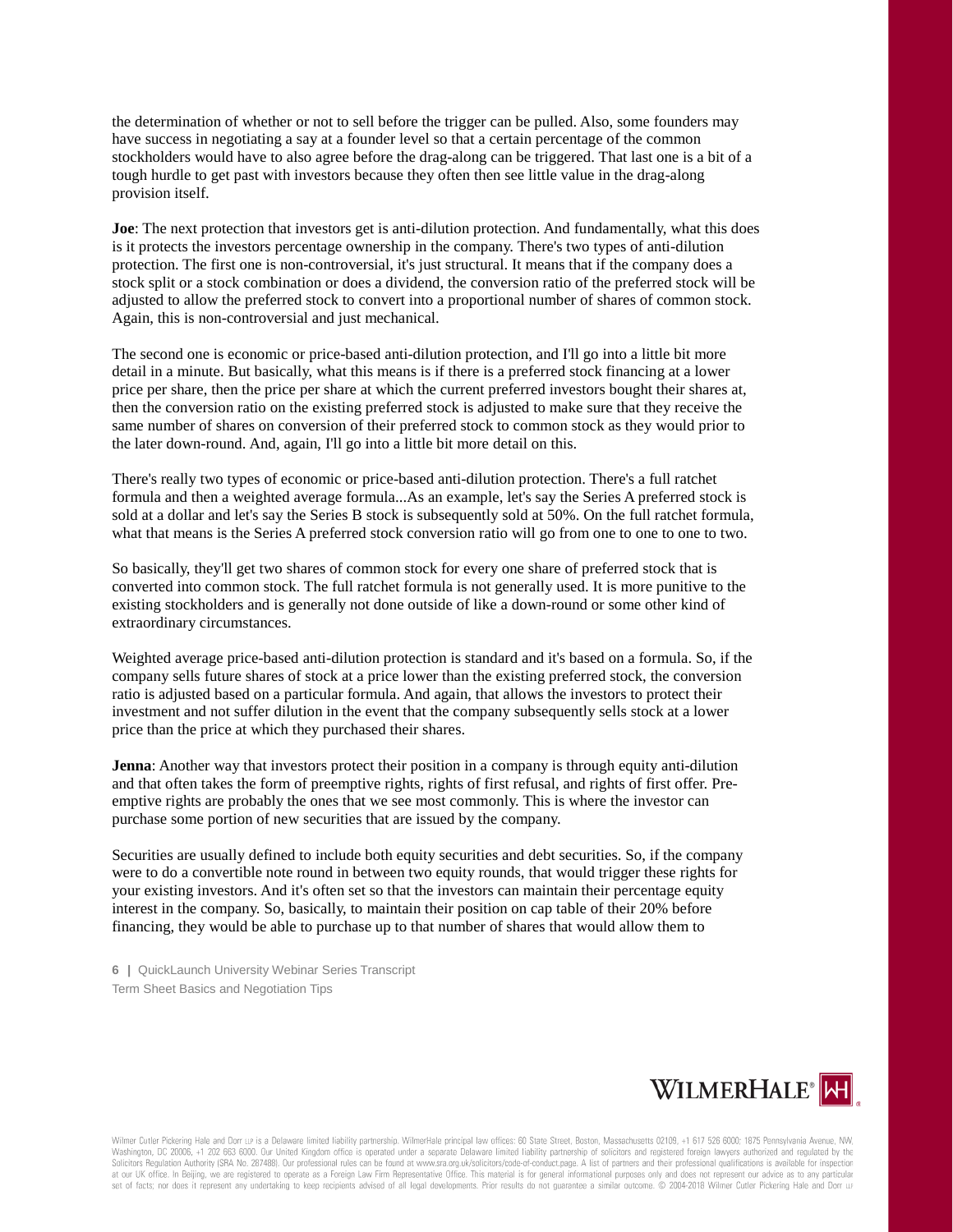the determination of whether or not to sell before the trigger can be pulled. Also, some founders may have success in negotiating a say at a founder level so that a certain percentage of the common stockholders would have to also agree before the drag-along can be triggered. That last one is a bit of a tough hurdle to get past with investors because they often then see little value in the drag-along provision itself.

**Joe**: The next protection that investors get is anti-dilution protection. And fundamentally, what this does is it protects the investors percentage ownership in the company. There's two types of anti-dilution protection. The first one is non-controversial, it's just structural. It means that if the company does a stock split or a stock combination or does a dividend, the conversion ratio of the preferred stock will be adjusted to allow the preferred stock to convert into a proportional number of shares of common stock. Again, this is non-controversial and just mechanical.

The second one is economic or price-based anti-dilution protection, and I'll go into a little bit more detail in a minute. But basically, what this means is if there is a preferred stock financing at a lower price per share, then the price per share at which the current preferred investors bought their shares at, then the conversion ratio on the existing preferred stock is adjusted to make sure that they receive the same number of shares on conversion of their preferred stock to common stock as they would prior to the later down-round. And, again, I'll go into a little bit more detail on this.

There's really two types of economic or price-based anti-dilution protection. There's a full ratchet formula and then a weighted average formula...As an example, let's say the Series A preferred stock is sold at a dollar and let's say the Series B stock is subsequently sold at 50%. On the full ratchet formula, what that means is the Series A preferred stock conversion ratio will go from one to one to one to two.

So basically, they'll get two shares of common stock for every one share of preferred stock that is converted into common stock. The full ratchet formula is not generally used. It is more punitive to the existing stockholders and is generally not done outside of like a down-round or some other kind of extraordinary circumstances.

Weighted average price-based anti-dilution protection is standard and it's based on a formula. So, if the company sells future shares of stock at a price lower than the existing preferred stock, the conversion ratio is adjusted based on a particular formula. And again, that allows the investors to protect their investment and not suffer dilution in the event that the company subsequently sells stock at a lower price than the price at which they purchased their shares.

**Jenna**: Another way that investors protect their position in a company is through equity anti-dilution and that often takes the form of preemptive rights, rights of first refusal, and rights of first offer. Pre-emptive rights are probably the ones that we see most commonly. This is where the investor can purchase some portion of new securities that are issued by the company.

Securities are usually defined to include both equity securities and debt securities. So, if the company were to do a convertible note round in between two equity rounds, that would trigger these rights for your existing investors. And it's often set so that the investors can maintain their percentage equity interest in the company. So, basically, to maintain their position on cap table of their 20% before financing, they would be able to purchase up to that number of shares that would allow them to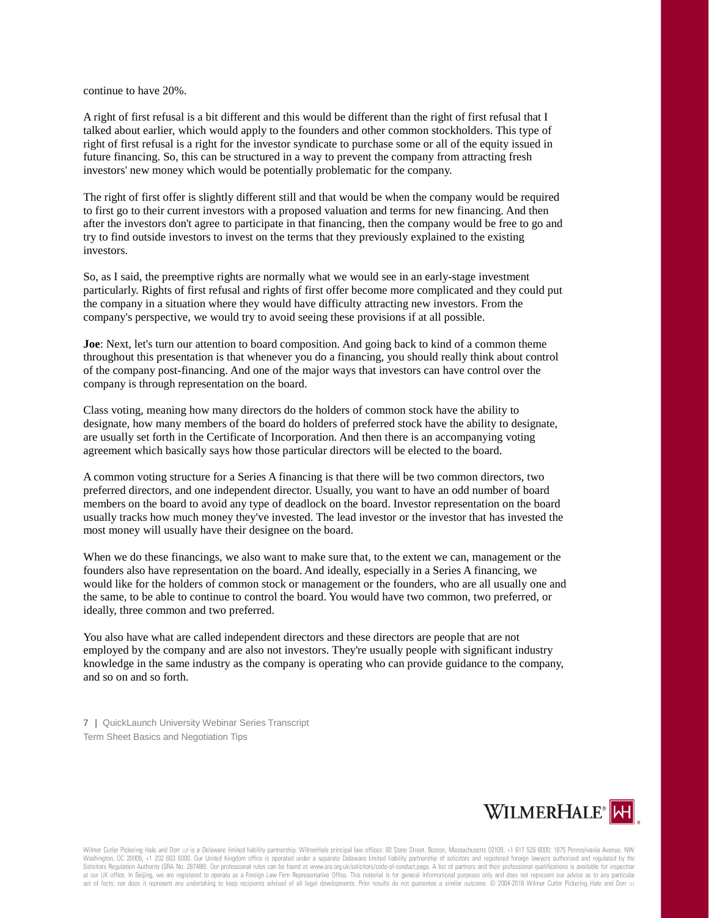continue to have 20%.

A right of first refusal is a bit different and this would be different than the right of first refusal that I talked about earlier, which would apply to the founders and other common stockholders. This type of right of first refusal is a right for the investor syndicate to purchase some or all of the equity issued in future financing. So, this can be structured in a way to prevent the company from attracting fresh investors' new money which would be potentially problematic for the company.

The right of first offer is slightly different still and that would be when the company would be required to first go to their current investors with a proposed valuation and terms for new financing. And then after the investors don't agree to participate in that financing, then the company would be free to go and try to find outside investors to invest on the terms that they previously explained to the existing investors.

So, as I said, the preemptive rights are normally what we would see in an early-stage investment particularly. Rights of first refusal and rights of first offer become more complicated and they could put the company in a situation where they would have difficulty attracting new investors. From the company's perspective, we would try to avoid seeing these provisions if at all possible.

**Joe**: Next, let's turn our attention to board composition. And going back to kind of a common theme throughout this presentation is that whenever you do a financing, you should really think about control of the company post-financing. And one of the major ways that investors can have control over the company is through representation on the board.

Class voting, meaning how many directors do the holders of common stock have the ability to designate, how many members of the board do holders of preferred stock have the ability to designate, are usually set forth in the Certificate of Incorporation. And then there is an accompanying voting agreement which basically says how those particular directors will be elected to the board.

A common voting structure for a Series A financing is that there will be two common directors, two preferred directors, and one independent director. Usually, you want to have an odd number of board members on the board to avoid any type of deadlock on the board. Investor representation on the board usually tracks how much money they've invested. The lead investor or the investor that has invested the most money will usually have their designee on the board.

When we do these financings, we also want to make sure that, to the extent we can, management or the founders also have representation on the board. And ideally, especially in a Series A financing, we would like for the holders of common stock or management or the founders, who are all usually one and the same, to be able to continue to control the board. You would have two common, two preferred, or ideally, three common and two preferred.

You also have what are called independent directors and these directors are people that are not employed by the company and are also not investors. They're usually people with significant industry knowledge in the same industry as the company is operating who can provide guidance to the company, and so on and so forth.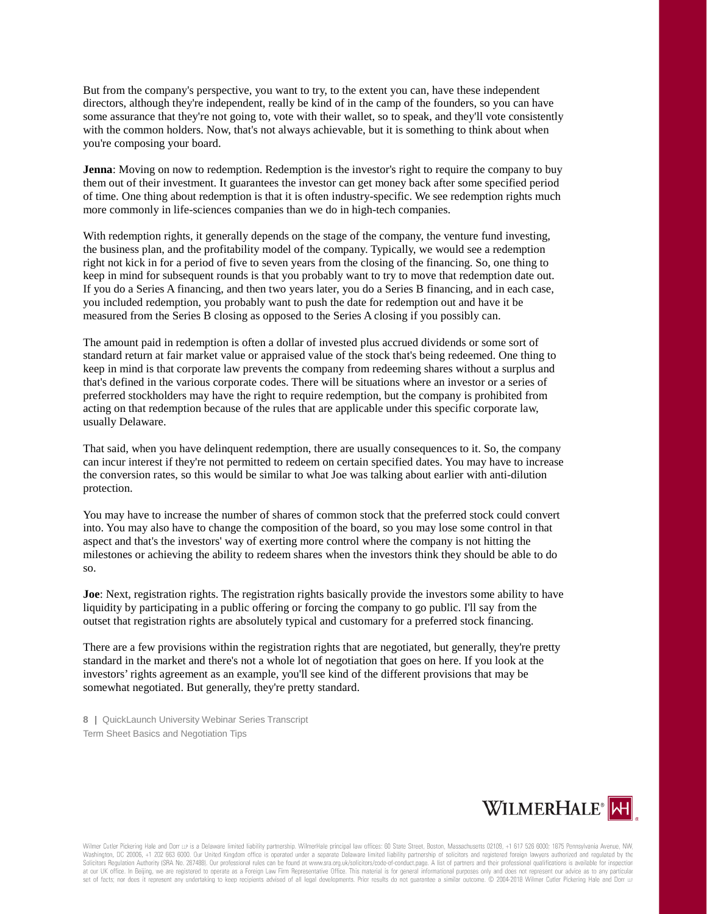But from the company's perspective, you want to try, to the extent you can, have these independent directors, although they're independent, really be kind of in the camp of the founders, so you can have some assurance that they're not going to, vote with their wallet, so to speak, and they'll vote consistently with the common holders. Now, that's not always achievable, but it is something to think about when you're composing your board.

**Jenna**: Moving on now to redemption. Redemption is the investor's right to require the company to buy them out of their investment. It guarantees the investor can get money back after some specified period of time. One thing about redemption is that it is often industry-specific. We see redemption rights much more commonly in life-sciences companies than we do in high-tech companies.

With redemption rights, it generally depends on the stage of the company, the venture fund investing, the business plan, and the profitability model of the company. Typically, we would see a redemption right not kick in for a period of five to seven years from the closing of the financing. So, one thing to keep in mind for subsequent rounds is that you probably want to try to move that redemption date out. If you do a Series A financing, and then two years later, you do a Series B financing, and in each case, you included redemption, you probably want to push the date for redemption out and have it be measured from the Series B closing as opposed to the Series A closing if you possibly can.

The amount paid in redemption is often a dollar of invested plus accrued dividends or some sort of standard return at fair market value or appraised value of the stock that's being redeemed. One thing to keep in mind is that corporate law prevents the company from redeeming shares without a surplus and that's defined in the various corporate codes. There will be situations where an investor or a series of preferred stockholders may have the right to require redemption, but the company is prohibited from acting on that redemption because of the rules that are applicable under this specific corporate law, usually Delaware.

That said, when you have delinquent redemption, there are usually consequences to it. So, the company can incur interest if they're not permitted to redeem on certain specified dates. You may have to increase the conversion rates, so this would be similar to what Joe was talking about earlier with anti-dilution protection.

You may have to increase the number of shares of common stock that the preferred stock could convert into. You may also have to change the composition of the board, so you may lose some control in that aspect and that's the investors' way of exerting more control where the company is not hitting the milestones or achieving the ability to redeem shares when the investors think they should be able to do so.

**Joe**: Next, registration rights. The registration rights basically provide the investors some ability to have liquidity by participating in a public offering or forcing the company to go public. I'll say from the outset that registration rights are absolutely typical and customary for a preferred stock financing.

There are a few provisions within the registration rights that are negotiated, but generally, they're pretty standard in the market and there's not a whole lot of negotiation that goes on here. If you look at the investors' rights agreement as an example, you'll see kind of the different provisions that may be somewhat negotiated. But generally, they're pretty standard.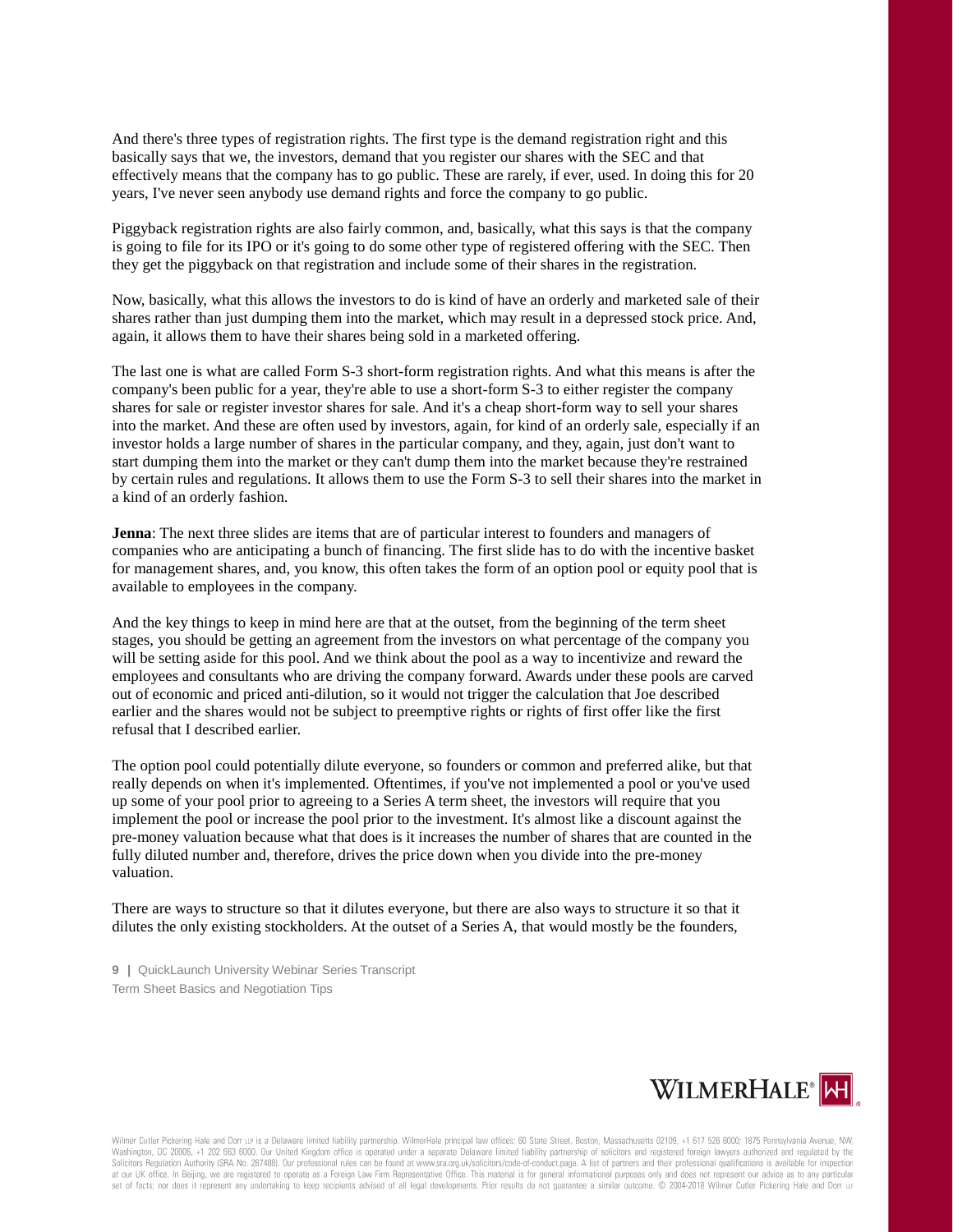And there's three types of registration rights. The first type is the demand registration right and this basically says that we, the investors, demand that you register our shares with the SEC and that effectively means that the company has to go public. These are rarely, if ever, used. In doing this for 20 years, I've never seen anybody use demand rights and force the company to go public.

Piggyback registration rights are also fairly common, and, basically, what this says is that the company is going to file for its IPO or it's going to do some other type of registered offering with the SEC. Then they get the piggyback on that registration and include some of their shares in the registration.

Now, basically, what this allows the investors to do is kind of have an orderly and marketed sale of their shares rather than just dumping them into the market, which may result in a depressed stock price. And, again, it allows them to have their shares being sold in a marketed offering.

The last one is what are called Form S-3 short-form registration rights. And what this means is after the company's been public for a year, they're able to use a short-form S-3 to either register the company shares for sale or register investor shares for sale. And it's a cheap short-form way to sell your shares into the market. And these are often used by investors, again, for kind of an orderly sale, especially if an investor holds a large number of shares in the particular company, and they, again, just don't want to start dumping them into the market or they can't dump them into the market because they're restrained by certain rules and regulations. It allows them to use the Form S-3 to sell their shares into the market in a kind of an orderly fashion.

**Jenna**: The next three slides are items that are of particular interest to founders and managers of companies who are anticipating a bunch of financing. The first slide has to do with the incentive basket for management shares, and, you know, this often takes the form of an option pool or equity pool that is available to employees in the company.

And the key things to keep in mind here are that at the outset, from the beginning of the term sheet stages, you should be getting an agreement from the investors on what percentage of the company you will be setting aside for this pool. And we think about the pool as a way to incentivize and reward the employees and consultants who are driving the company forward. Awards under these pools are carved out of economic and priced anti-dilution, so it would not trigger the calculation that Joe described earlier and the shares would not be subject to preemptive rights or rights of first offer like the first refusal that I described earlier.

The option pool could potentially dilute everyone, so founders or common and preferred alike, but that really depends on when it's implemented. Oftentimes, if you've not implemented a pool or you've used up some of your pool prior to agreeing to a Series A term sheet, the investors will require that you implement the pool or increase the pool prior to the investment. It's almost like a discount against the pre-money valuation because what that does is it increases the number of shares that are counted in the fully diluted number and, therefore, drives the price down when you divide into the pre-money valuation.

There are ways to structure so that it dilutes everyone, but there are also ways to structure it so that it dilutes the only existing stockholders. At the outset of a Series A, that would mostly be the founders,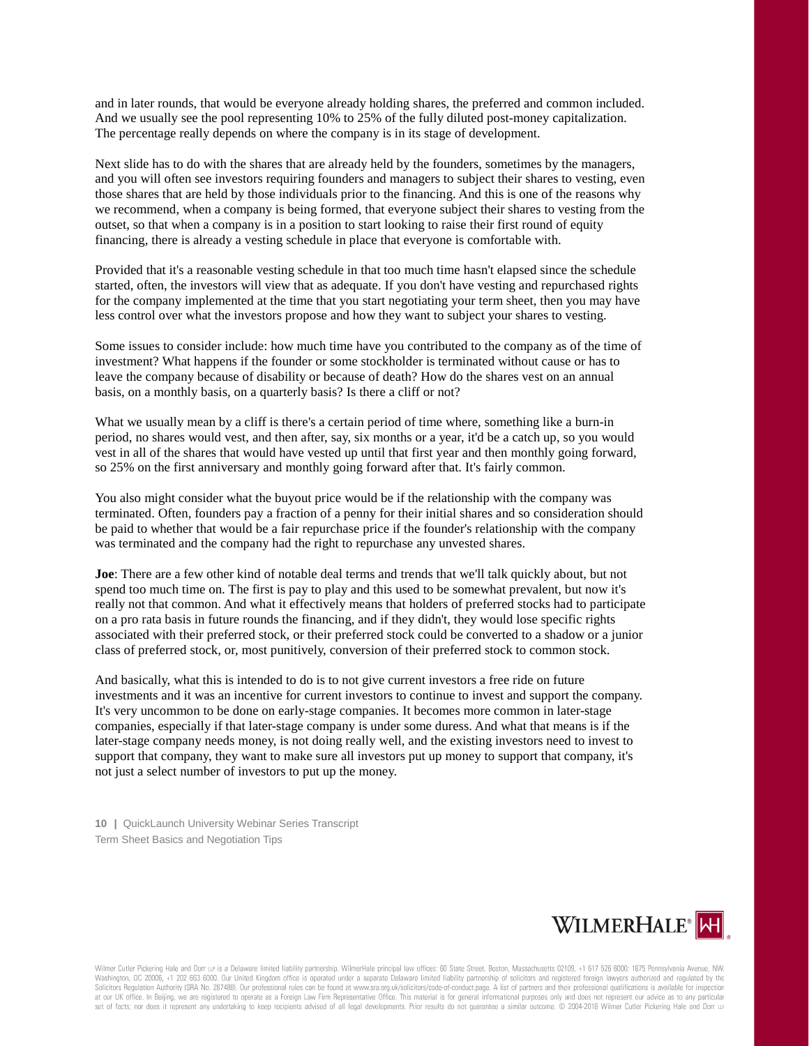and in later rounds, that would be everyone already holding shares, the preferred and common included. And we usually see the pool representing 10% to 25% of the fully diluted post-money capitalization. The percentage really depends on where the company is in its stage of development.

Next slide has to do with the shares that are already held by the founders, sometimes by the managers, and you will often see investors requiring founders and managers to subject their shares to vesting, even those shares that are held by those individuals prior to the financing. And this is one of the reasons why we recommend, when a company is being formed, that everyone subject their shares to vesting from the outset, so that when a company is in a position to start looking to raise their first round of equity financing, there is already a vesting schedule in place that everyone is comfortable with.

Provided that it's a reasonable vesting schedule in that too much time hasn't elapsed since the schedule started, often, the investors will view that as adequate. If you don't have vesting and repurchased rights for the company implemented at the time that you start negotiating your term sheet, then you may have less control over what the investors propose and how they want to subject your shares to vesting.

Some issues to consider include: how much time have you contributed to the company as of the time of investment? What happens if the founder or some stockholder is terminated without cause or has to leave the company because of disability or because of death? How do the shares vest on an annual basis, on a monthly basis, on a quarterly basis? Is there a cliff or not?

What we usually mean by a cliff is there's a certain period of time where, something like a burn-in period, no shares would vest, and then after, say, six months or a year, it'd be a catch up, so you would vest in all of the shares that would have vested up until that first year and then monthly going forward, so 25% on the first anniversary and monthly going forward after that. It's fairly common.

You also might consider what the buyout price would be if the relationship with the company was terminated. Often, founders pay a fraction of a penny for their initial shares and so consideration should be paid to whether that would be a fair repurchase price if the founder's relationship with the company was terminated and the company had the right to repurchase any unvested shares.

**Joe**: There are a few other kind of notable deal terms and trends that we'll talk quickly about, but not spend too much time on. The first is pay to play and this used to be somewhat prevalent, but now it's really not that common. And what it effectively means that holders of preferred stocks had to participate on a pro rata basis in future rounds the financing, and if they didn't, they would lose specific rights associated with their preferred stock, or their preferred stock could be converted to a shadow or a junior class of preferred stock, or, most punitively, conversion of their preferred stock to common stock.

And basically, what this is intended to do is to not give current investors a free ride on future investments and it was an incentive for current investors to continue to invest and support the company. It's very uncommon to be done on early-stage companies. It becomes more common in later-stage companies, especially if that later-stage company is under some duress. And what that means is if the later-stage company needs money, is not doing really well, and the existing investors need to invest to support that company, they want to make sure all investors put up money to support that company, it's not just a select number of investors to put up the money.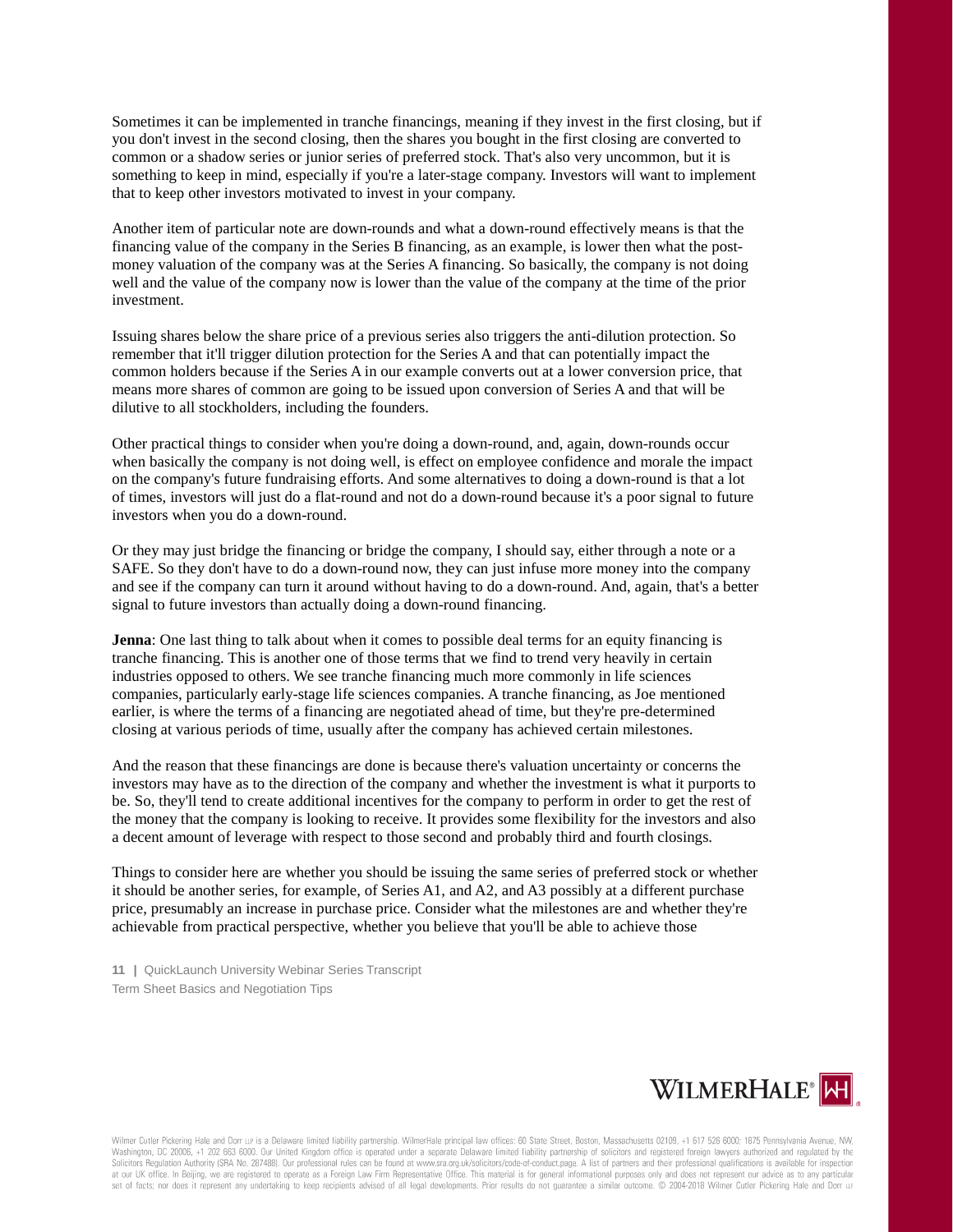Sometimes it can be implemented in tranche financings, meaning if they invest in the first closing, but if you don't invest in the second closing, then the shares you bought in the first closing are converted to common or a shadow series or junior series of preferred stock. That's also very uncommon, but it is something to keep in mind, especially if you're a later-stage company. Investors will want to implement that to keep other investors motivated to invest in your company.

Another item of particular note are down-rounds and what a down-round effectively means is that the financing value of the company in the Series B financing, as an example, is lower then what the post-money valuation of the company was at the Series A financing. So basically, the company is not doing well and the value of the company now is lower than the value of the company at the time of the prior investment.

Issuing shares below the share price of a previous series also triggers the anti-dilution protection. So remember that it'll trigger dilution protection for the Series A and that can potentially impact the common holders because if the Series A in our example converts out at a lower conversion price, that means more shares of common are going to be issued upon conversion of Series A and that will be dilutive to all stockholders, including the founders.

Other practical things to consider when you're doing a down-round, and, again, down-rounds occur when basically the company is not doing well, is effect on employee confidence and morale the impact on the company's future fundraising efforts. And some alternatives to doing a down-round is that a lot of times, investors will just do a flat-round and not do a down-round because it's a poor signal to future investors when you do a down-round.

Or they may just bridge the financing or bridge the company, I should say, either through a note or a SAFE. So they don't have to do a down-round now, they can just infuse more money into the company and see if the company can turn it around without having to do a down-round. And, again, that's a better signal to future investors than actually doing a down-round financing.

**Jenna**: One last thing to talk about when it comes to possible deal terms for an equity financing is tranche financing. This is another one of those terms that we find to trend very heavily in certain industries opposed to others. We see tranche financing much more commonly in life sciences companies, particularly early-stage life sciences companies. A tranche financing, as Joe mentioned earlier, is where the terms of a financing are negotiated ahead of time, but they're pre-determined closing at various periods of time, usually after the company has achieved certain milestones.

And the reason that these financings are done is because there's valuation uncertainty or concerns the investors may have as to the direction of the company and whether the investment is what it purports to be. So, they'll tend to create additional incentives for the company to perform in order to get the rest of the money that the company is looking to receive. It provides some flexibility for the investors and also a decent amount of leverage with respect to those second and probably third and fourth closings.

Things to consider here are whether you should be issuing the same series of preferred stock or whether it should be another series, for example, of Series A1, and A2, and A3 possibly at a different purchase price, presumably an increase in purchase price. Consider what the milestones are and whether they're achievable from practical perspective, whether you believe that you'll be able to achieve those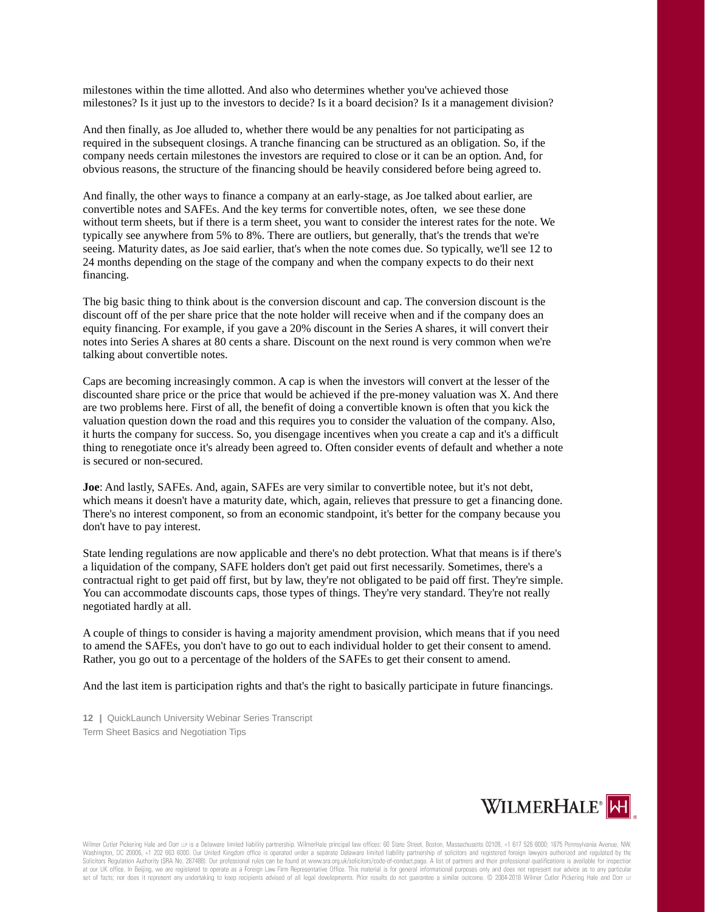milestones within the time allotted. And also who determines whether you've achieved those milestones? Is it just up to the investors to decide? Is it a board decision? Is it a management division?

And then finally, as Joe alluded to, whether there would be any penalties for not participating as required in the subsequent closings. A tranche financing can be structured as an obligation. So, if the company needs certain milestones the investors are required to close or it can be an option. And, for obvious reasons, the structure of the financing should be heavily considered before being agreed to.

And finally, the other ways to finance a company at an early-stage, as Joe talked about earlier, are convertible notes and SAFEs. And the key terms for convertible notes, often, we see these done without term sheets, but if there is a term sheet, you want to consider the interest rates for the note. We typically see anywhere from 5% to 8%. There are outliers, but generally, that's the trends that we're seeing. Maturity dates, as Joe said earlier, that's when the note comes due. So typically, we'll see 12 to 24 months depending on the stage of the company and when the company expects to do their next financing.

The big basic thing to think about is the conversion discount and cap. The conversion discount is the discount off of the per share price that the note holder will receive when and if the company does an equity financing. For example, if you gave a 20% discount in the Series A shares, it will convert their notes into Series A shares at 80 cents a share. Discount on the next round is very common when we're talking about convertible notes.

Caps are becoming increasingly common. A cap is when the investors will convert at the lesser of the discounted share price or the price that would be achieved if the pre-money valuation was X. And there are two problems here. First of all, the benefit of doing a convertible known is often that you kick the valuation question down the road and this requires you to consider the valuation of the company. Also, it hurts the company for success. So, you disengage incentives when you create a cap and it's a difficult thing to renegotiate once it's already been agreed to. Often consider events of default and whether a note is secured or non-secured.

**Joe**: And lastly, SAFEs. And, again, SAFEs are very similar to convertible notee, but it's not debt, which means it doesn't have a maturity date, which, again, relieves that pressure to get a financing done. There's no interest component, so from an economic standpoint, it's better for the company because you don't have to pay interest.

State lending regulations are now applicable and there's no debt protection. What that means is if there's a liquidation of the company, SAFE holders don't get paid out first necessarily. Sometimes, there's a contractual right to get paid off first, but by law, they're not obligated to be paid off first. They're simple. You can accommodate discounts caps, those types of things. They're very standard. They're not really negotiated hardly at all.

A couple of things to consider is having a majority amendment provision, which means that if you need to amend the SAFEs, you don't have to go out to each individual holder to get their consent to amend. Rather, you go out to a percentage of the holders of the SAFEs to get their consent to amend.

And the last item is participation rights and that's the right to basically participate in future financings.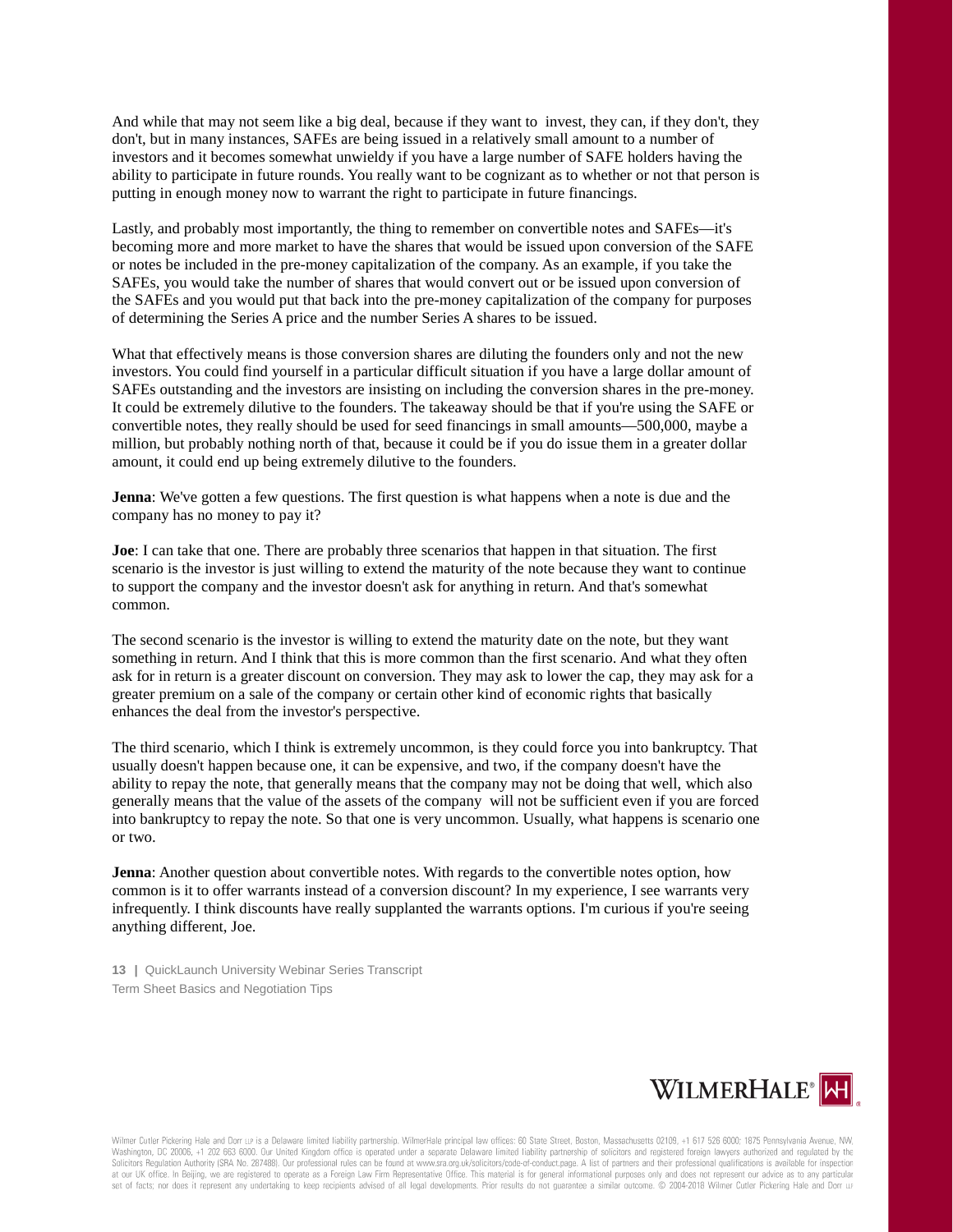And while that may not seem like a big deal, because if they want to invest, they can, if they don't, they don't, but in many instances, SAFEs are being issued in a relatively small amount to a number of investors and it becomes somewhat unwieldy if you have a large number of SAFE holders having the ability to participate in future rounds. You really want to be cognizant as to whether or not that person is putting in enough money now to warrant the right to participate in future financings.

Lastly, and probably most importantly, the thing to remember on convertible notes and SAFEs—it's becoming more and more market to have the shares that would be issued upon conversion of the SAFE or notes be included in the pre-money capitalization of the company. As an example, if you take the SAFEs, you would take the number of shares that would convert out or be issued upon conversion of the SAFEs and you would put that back into the pre-money capitalization of the company for purposes of determining the Series A price and the number Series A shares to be issued.

What that effectively means is those conversion shares are diluting the founders only and not the new investors. You could find yourself in a particular difficult situation if you have a large dollar amount of SAFEs outstanding and the investors are insisting on including the conversion shares in the pre-money. It could be extremely dilutive to the founders. The takeaway should be that if you're using the SAFE or convertible notes, they really should be used for seed financings in small amounts—500,000, maybe a million, but probably nothing north of that, because it could be if you do issue them in a greater dollar amount, it could end up being extremely dilutive to the founders.

**Jenna**: We've gotten a few questions. The first question is what happens when a note is due and the company has no money to pay it?

**Joe**: I can take that one. There are probably three scenarios that happen in that situation. The first scenario is the investor is just willing to extend the maturity of the note because they want to continue to support the company and the investor doesn't ask for anything in return. And that's somewhat common.

The second scenario is the investor is willing to extend the maturity date on the note, but they want something in return. And I think that this is more common than the first scenario. And what they often ask for in return is a greater discount on conversion. They may ask to lower the cap, they may ask for a greater premium on a sale of the company or certain other kind of economic rights that basically enhances the deal from the investor's perspective.

The third scenario, which I think is extremely uncommon, is they could force you into bankruptcy. That usually doesn't happen because one, it can be expensive, and two, if the company doesn't have the ability to repay the note, that generally means that the company may not be doing that well, which also generally means that the value of the assets of the company will not be sufficient even if you are forced into bankruptcy to repay the note. So that one is very uncommon. Usually, what happens is scenario one or two.

**Jenna**: Another question about convertible notes. With regards to the convertible notes option, how common is it to offer warrants instead of a conversion discount? In my experience, I see warrants very infrequently. I think discounts have really supplanted the warrants options. I'm curious if you're seeing anything different, Joe.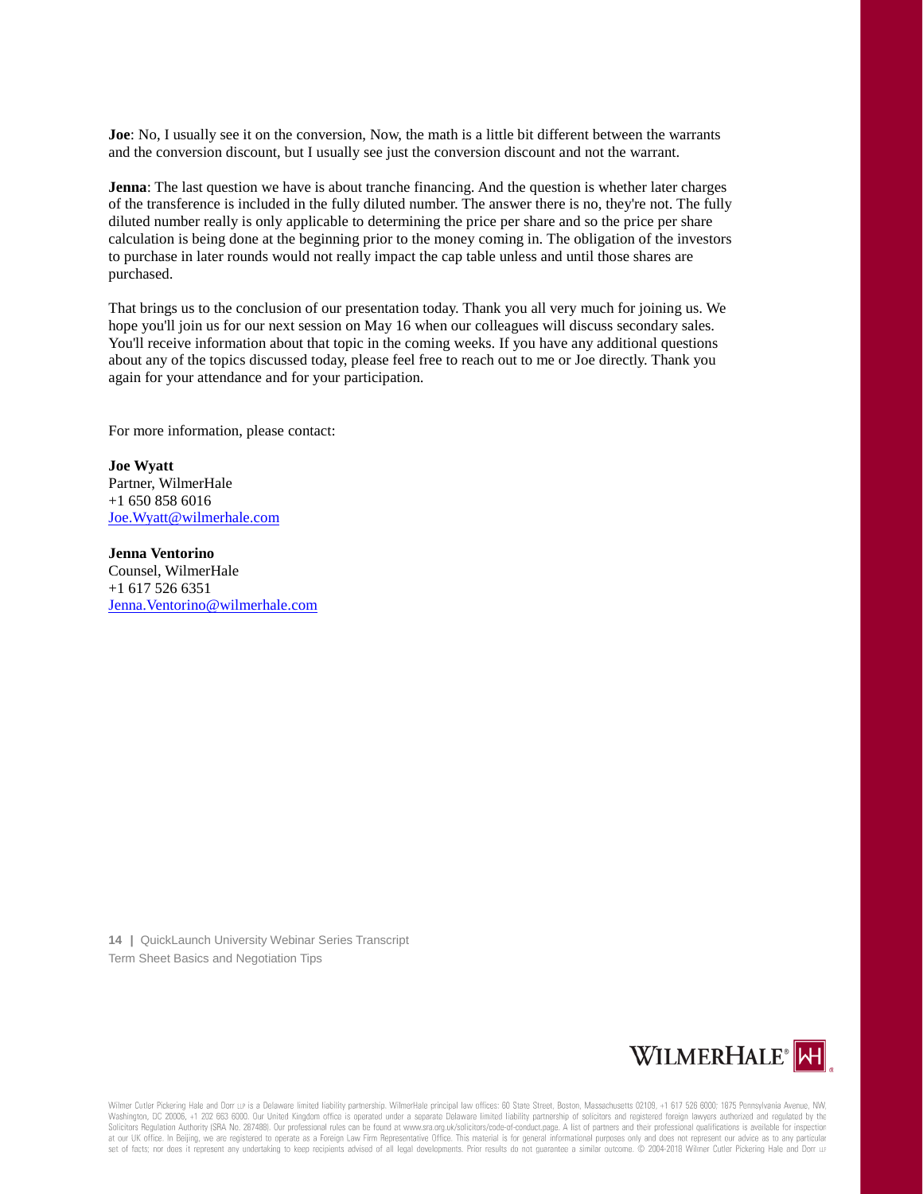**Joe**: No, I usually see it on the conversion, Now, the math is a little bit different between the warrants and the conversion discount, but I usually see just the conversion discount and not the warrant.

**Jenna**: The last question we have is about tranche financing. And the question is whether later charges of the transference is included in the fully diluted number. The answer there is no, they're not. The fully diluted number really is only applicable to determining the price per share and so the price per share calculation is being done at the beginning prior to the money coming in. The obligation of the investors to purchase in later rounds would not really impact the cap table unless and until those shares are purchased.

That brings us to the conclusion of our presentation today. Thank you all very much for joining us. We hope you'll join us for our next session on May 16 when our colleagues will discuss secondary sales. You'll receive information about that topic in the coming weeks. If you have any additional questions about any of the topics discussed today, please feel free to reach out to me or Joe directly. Thank you again for your attendance and for your participation.

For more information, please contact:

**Joe Wyatt**
Partner, WilmerHale
+1 650 858 6016
Joe.Wyatt@wilmerhale.com

**Jenna Ventorino**
Counsel, WilmerHale
+1 617 526 6351
Jenna.Ventorino@wilmerhale.com

Wilmer Cutler Pickering Hale and Dorr LLP is a Delaware limited liability partnership. WilmerHale principal law offices: 60 State Street, Boston, Massachusetts 02109, +1 617 526 6000; 1875 Pennsylvania Avenue, NW, Washington, DC 20006, +1 202 663 6000. Our United Kingdom office is operated under a separate Delaware limited liability partnership of solicitors and registered foreign lawyers authorized and regulated by the Solicitors Regulation Authority (SRA No. 287488). Our professional rules can be found at www.sra.org.uk/solicitors/code-of-conduct.page. A list of partners and their professional qualifications is available for inspection at our UK office. In Beijing, we are registered to operate as a Foreign Law Firm Representative Office. This material is for general informational purposes only and does not represent our advice as to any particular set of facts; nor does it represent any undertaking to keep recipients advised of all legal developments. Prior results do not guarantee a similar outcome. © 2004-2018 Wilmer Cutler Pickering Hale and Dorr LLP